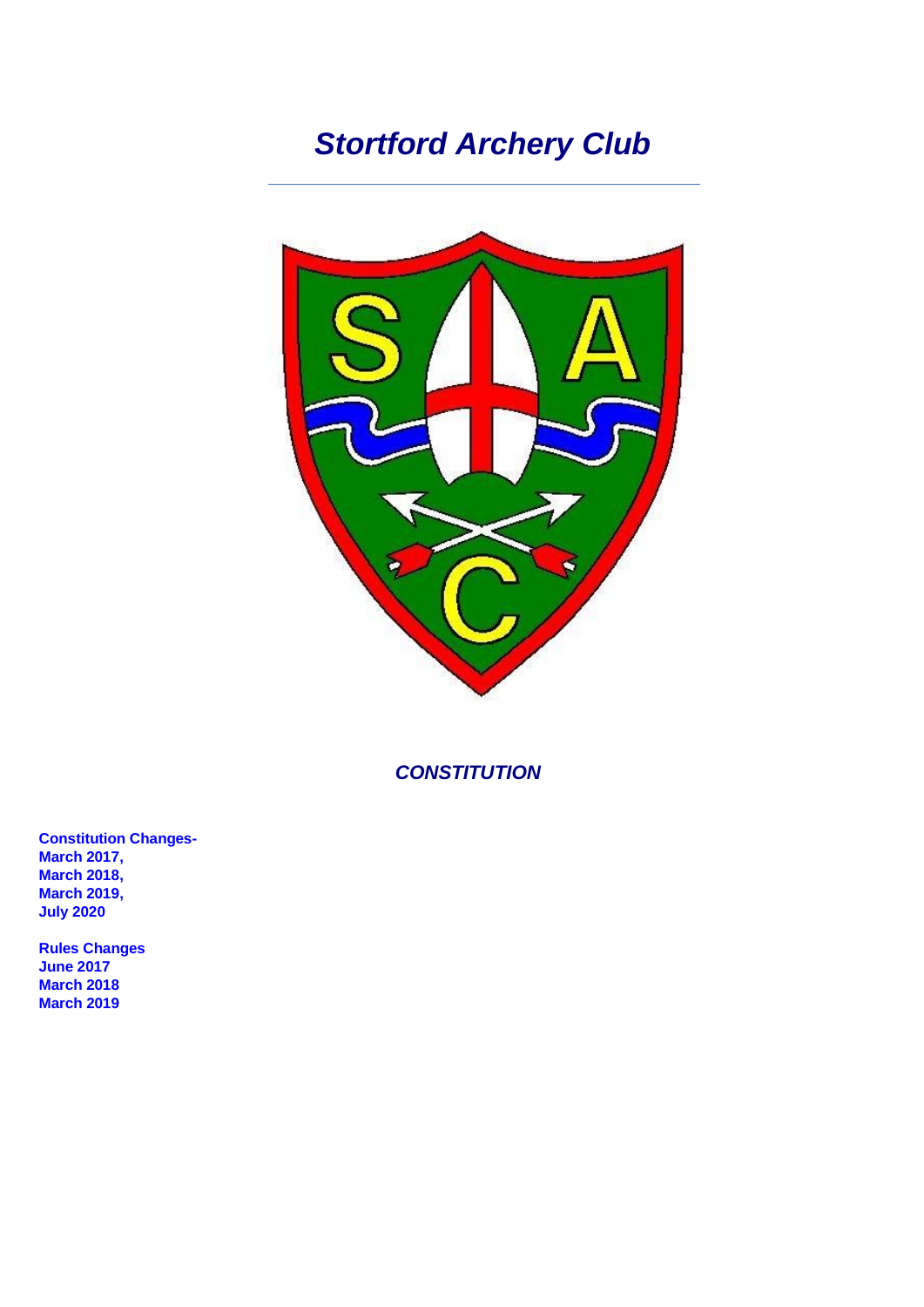# *Stortford Archery Club*

***CONSTITUTION***

**Constitution Changes-**
**March 2017,**
**March 2018,**
**March 2019,**
**July 2020**

**Rules Changes**
**June 2017**
**March 2018**
**March 2019**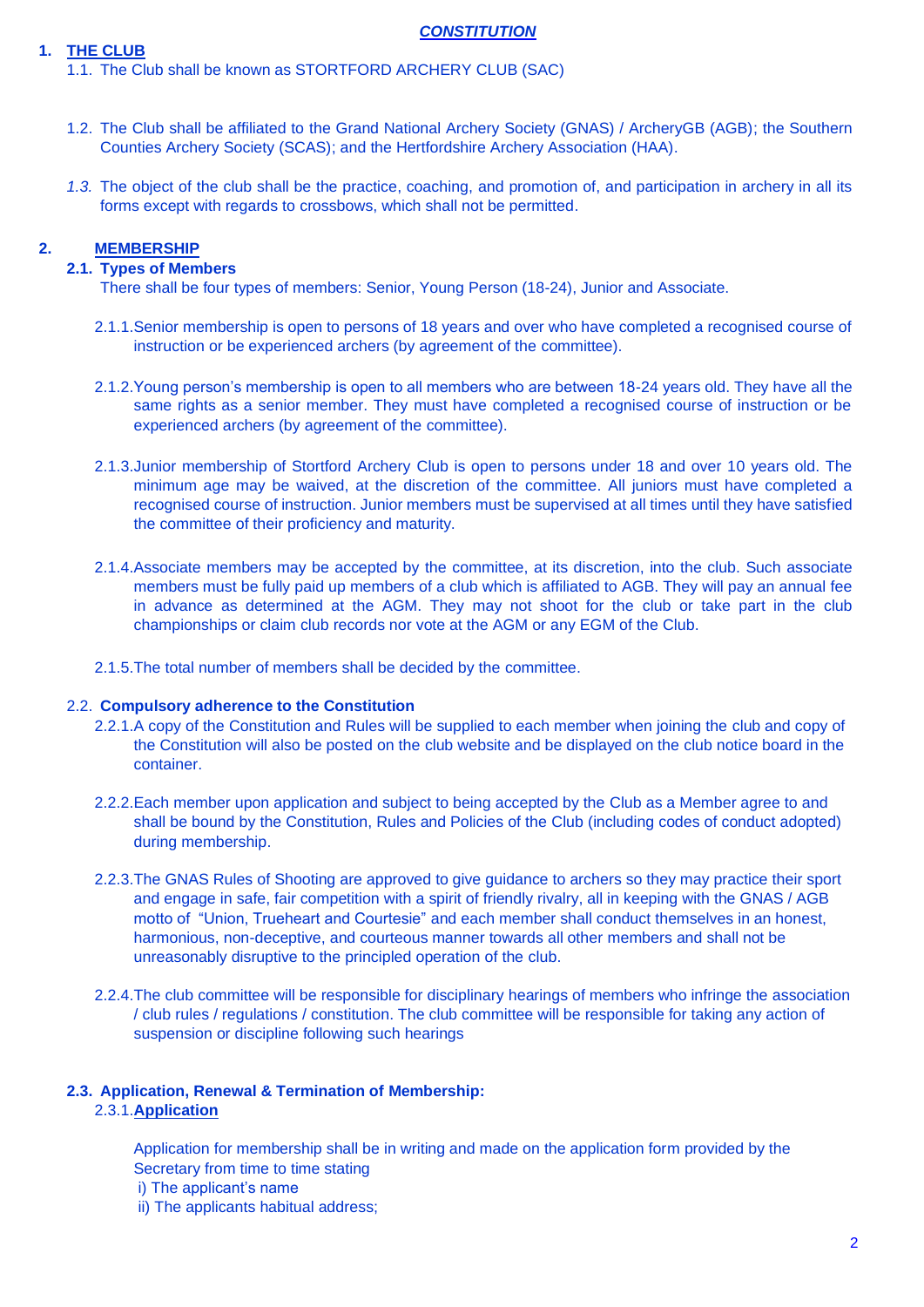# *CONSTITUTION*

## 1. THE CLUB

1.1. The Club shall be known as STORTFORD ARCHERY CLUB (SAC)

1.2. The Club shall be affiliated to the Grand National Archery Society (GNAS) / ArcheryGB (AGB); the Southern Counties Archery Society (SCAS); and the Hertfordshire Archery Association (HAA).

*1.3.* The object of the club shall be the practice, coaching, and promotion of, and participation in archery in all its forms except with regards to crossbows, which shall not be permitted.

## 2. MEMBERSHIP

### 2.1. Types of Members

There shall be four types of members: Senior, Young Person (18-24), Junior and Associate.

2.1.1. Senior membership is open to persons of 18 years and over who have completed a recognised course of instruction or be experienced archers (by agreement of the committee).

2.1.2. Young person's membership is open to all members who are between 18-24 years old. They have all the same rights as a senior member. They must have completed a recognised course of instruction or be experienced archers (by agreement of the committee).

2.1.3. Junior membership of Stortford Archery Club is open to persons under 18 and over 10 years old. The minimum age may be waived, at the discretion of the committee. All juniors must have completed a recognised course of instruction. Junior members must be supervised at all times until they have satisfied the committee of their proficiency and maturity.

2.1.4. Associate members may be accepted by the committee, at its discretion, into the club. Such associate members must be fully paid up members of a club which is affiliated to AGB. They will pay an annual fee in advance as determined at the AGM. They may not shoot for the club or take part in the club championships or claim club records nor vote at the AGM or any EGM of the Club.

2.1.5. The total number of members shall be decided by the committee.

### 2.2. Compulsory adherence to the Constitution

2.2.1. A copy of the Constitution and Rules will be supplied to each member when joining the club and copy of the Constitution will also be posted on the club website and be displayed on the club notice board in the container.

2.2.2. Each member upon application and subject to being accepted by the Club as a Member agree to and shall be bound by the Constitution, Rules and Policies of the Club (including codes of conduct adopted) during membership.

2.2.3. The GNAS Rules of Shooting are approved to give guidance to archers so they may practice their sport and engage in safe, fair competition with a spirit of friendly rivalry, all in keeping with the GNAS / AGB motto of "Union, Trueheart and Courtesie" and each member shall conduct themselves in an honest, harmonious, non-deceptive, and courteous manner towards all other members and shall not be unreasonably disruptive to the principled operation of the club.

2.2.4. The club committee will be responsible for disciplinary hearings of members who infringe the association / club rules / regulations / constitution. The club committee will be responsible for taking any action of suspension or discipline following such hearings

### 2.3. Application, Renewal & Termination of Membership:

2.3.1. **Application**

Application for membership shall be in writing and made on the application form provided by the Secretary from time to time stating

i) The applicant's name

ii) The applicants habitual address;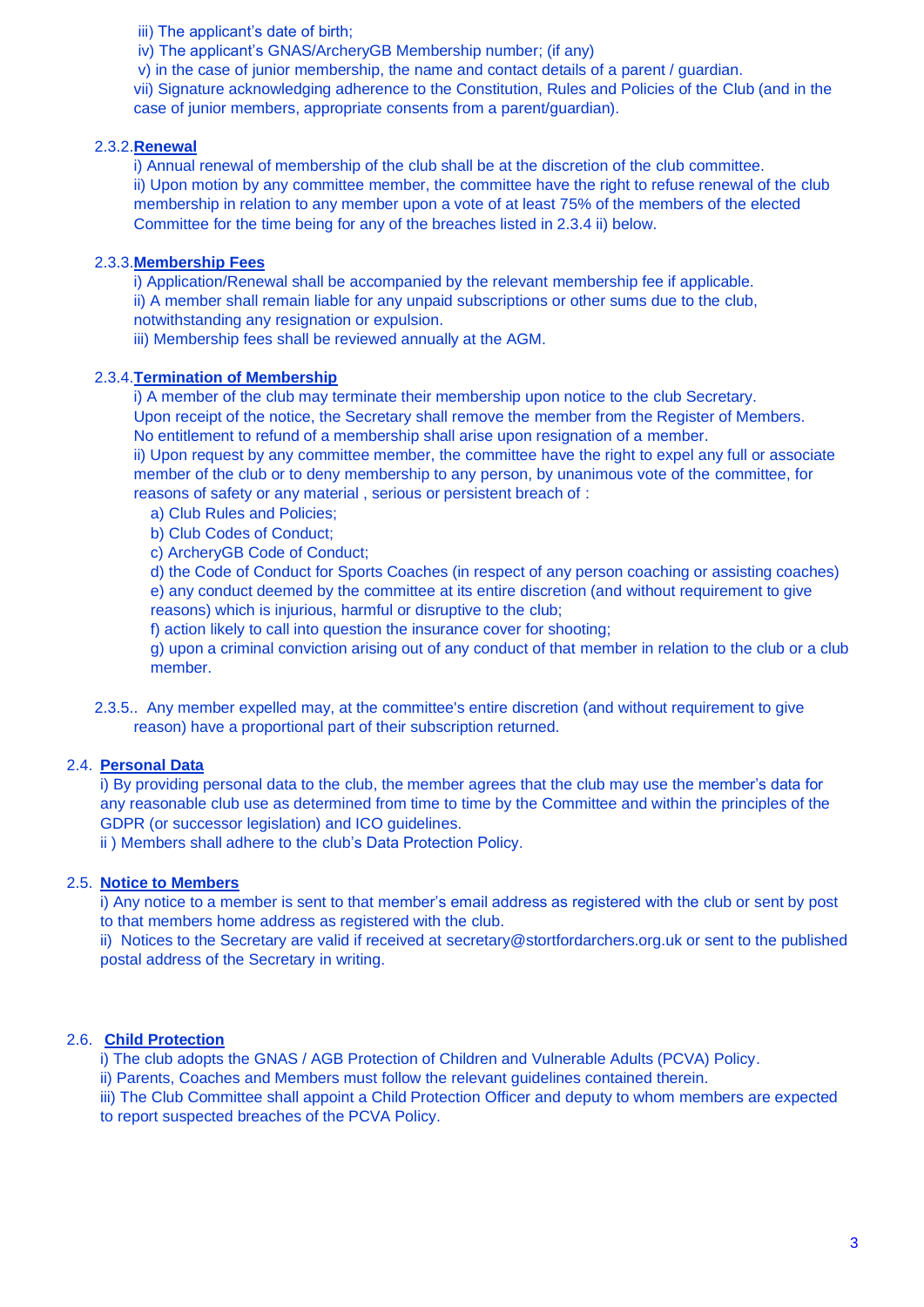iii) The applicant's date of birth;
iv) The applicant's GNAS/ArcheryGB Membership number; (if any)
v) in the case of junior membership, the name and contact details of a parent / guardian.
vii) Signature acknowledging adherence to the Constitution, Rules and Policies of the Club (and in the case of junior members, appropriate consents from a parent/guardian).

### 2.3.2. Renewal

i) Annual renewal of membership of the club shall be at the discretion of the club committee.
ii) Upon motion by any committee member, the committee have the right to refuse renewal of the club membership in relation to any member upon a vote of at least 75% of the members of the elected Committee for the time being for any of the breaches listed in 2.3.4 ii) below.

### 2.3.3. Membership Fees

i) Application/Renewal shall be accompanied by the relevant membership fee if applicable.
ii) A member shall remain liable for any unpaid subscriptions or other sums due to the club, notwithstanding any resignation or expulsion.
iii) Membership fees shall be reviewed annually at the AGM.

### 2.3.4. Termination of Membership

i) A member of the club may terminate their membership upon notice to the club Secretary. Upon receipt of the notice, the Secretary shall remove the member from the Register of Members. No entitlement to refund of a membership shall arise upon resignation of a member.
ii) Upon request by any committee member, the committee have the right to expel any full or associate member of the club or to deny membership to any person, by unanimous vote of the committee, for reasons of safety or any material , serious or persistent breach of :

a) Club Rules and Policies;
b) Club Codes of Conduct;
c) ArcheryGB Code of Conduct;
d) the Code of Conduct for Sports Coaches (in respect of any person coaching or assisting coaches)
e) any conduct deemed by the committee at its entire discretion (and without requirement to give reasons) which is injurious, harmful or disruptive to the club;
f) action likely to call into question the insurance cover for shooting;
g) upon a criminal conviction arising out of any conduct of that member in relation to the club or a club member.

2.3.5.. Any member expelled may, at the committee's entire discretion (and without requirement to give reason) have a proportional part of their subscription returned.

## 2.4. Personal Data

i) By providing personal data to the club, the member agrees that the club may use the member's data for any reasonable club use as determined from time to time by the Committee and within the principles of the GDPR (or successor legislation) and ICO guidelines.
ii ) Members shall adhere to the club's Data Protection Policy.

## 2.5. Notice to Members

i) Any notice to a member is sent to that member's email address as registered with the club or sent by post to that members home address as registered with the club.
ii) Notices to the Secretary are valid if received at secretary@stortfordarchers.org.uk or sent to the published postal address of the Secretary in writing.

## 2.6. Child Protection

i) The club adopts the GNAS / AGB Protection of Children and Vulnerable Adults (PCVA) Policy.
ii) Parents, Coaches and Members must follow the relevant guidelines contained therein.
iii) The Club Committee shall appoint a Child Protection Officer and deputy to whom members are expected to report suspected breaches of the PCVA Policy.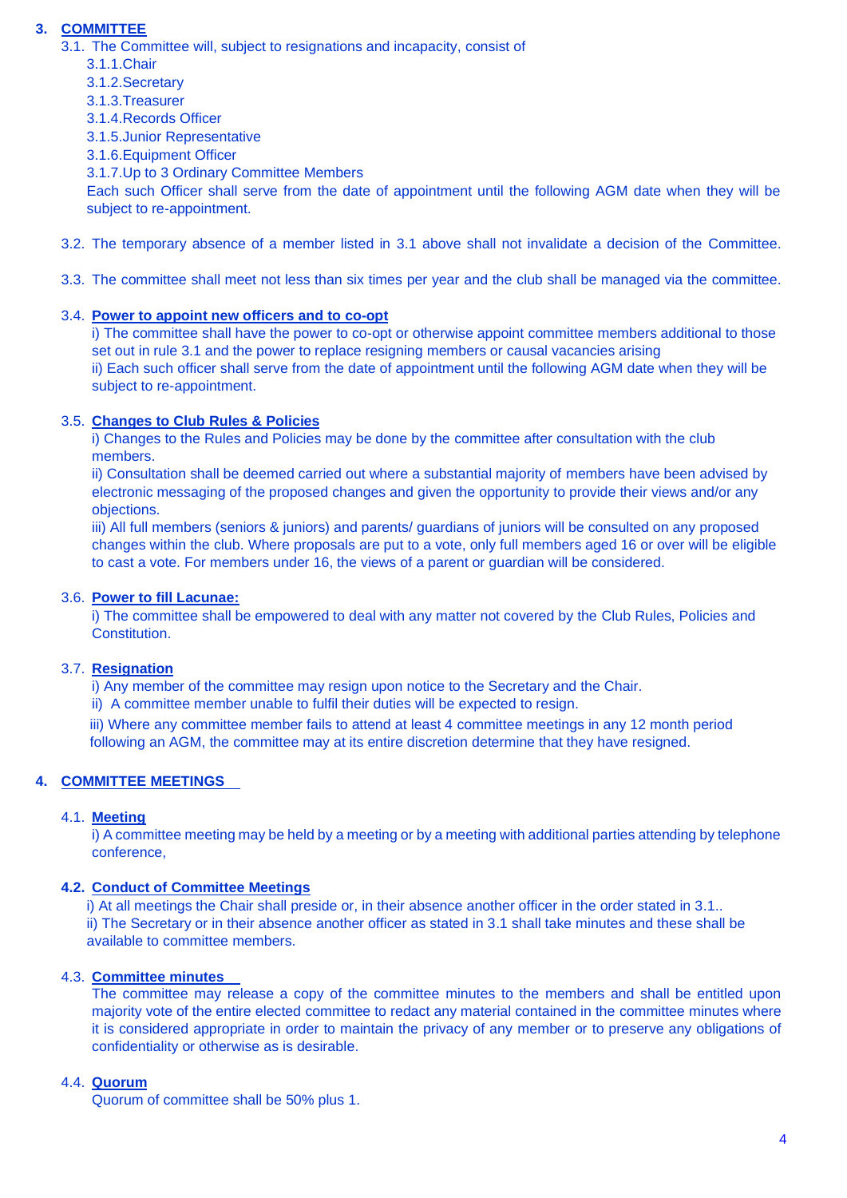## 3. COMMITTEE

3.1. The Committee will, subject to resignations and incapacity, consist of

3.1.1. Chair
3.1.2. Secretary
3.1.3. Treasurer
3.1.4. Records Officer
3.1.5. Junior Representative
3.1.6. Equipment Officer
3.1.7. Up to 3 Ordinary Committee Members

Each such Officer shall serve from the date of appointment until the following AGM date when they will be subject to re-appointment.

3.2. The temporary absence of a member listed in 3.1 above shall not invalidate a decision of the Committee.

3.3. The committee shall meet not less than six times per year and the club shall be managed via the committee.

3.4. **Power to appoint new officers and to co-opt**

i) The committee shall have the power to co-opt or otherwise appoint committee members additional to those set out in rule 3.1 and the power to replace resigning members or causal vacancies arising

ii) Each such officer shall serve from the date of appointment until the following AGM date when they will be subject to re-appointment.

3.5. **Changes to Club Rules & Policies**

i) Changes to the Rules and Policies may be done by the committee after consultation with the club members.

ii) Consultation shall be deemed carried out where a substantial majority of members have been advised by electronic messaging of the proposed changes and given the opportunity to provide their views and/or any objections.

iii) All full members (seniors & juniors) and parents/ guardians of juniors will be consulted on any proposed changes within the club. Where proposals are put to a vote, only full members aged 16 or over will be eligible to cast a vote. For members under 16, the views of a parent or guardian will be considered.

3.6. **Power to fill Lacunae:**

i) The committee shall be empowered to deal with any matter not covered by the Club Rules, Policies and Constitution.

3.7. **Resignation**

i) Any member of the committee may resign upon notice to the Secretary and the Chair.

ii) A committee member unable to fulfil their duties will be expected to resign.

iii) Where any committee member fails to attend at least 4 committee meetings in any 12 month period following an AGM, the committee may at its entire discretion determine that they have resigned.

## 4. COMMITTEE MEETINGS

4.1. **Meeting**

i) A committee meeting may be held by a meeting or by a meeting with additional parties attending by telephone conference,

**4.2. Conduct of Committee Meetings**

i) At all meetings the Chair shall preside or, in their absence another officer in the order stated in 3.1..

ii) The Secretary or in their absence another officer as stated in 3.1 shall take minutes and these shall be available to committee members.

4.3. **Committee minutes**

The committee may release a copy of the committee minutes to the members and shall be entitled upon majority vote of the entire elected committee to redact any material contained in the committee minutes where it is considered appropriate in order to maintain the privacy of any member or to preserve any obligations of confidentiality or otherwise as is desirable.

4.4. **Quorum**

Quorum of committee shall be 50% plus 1.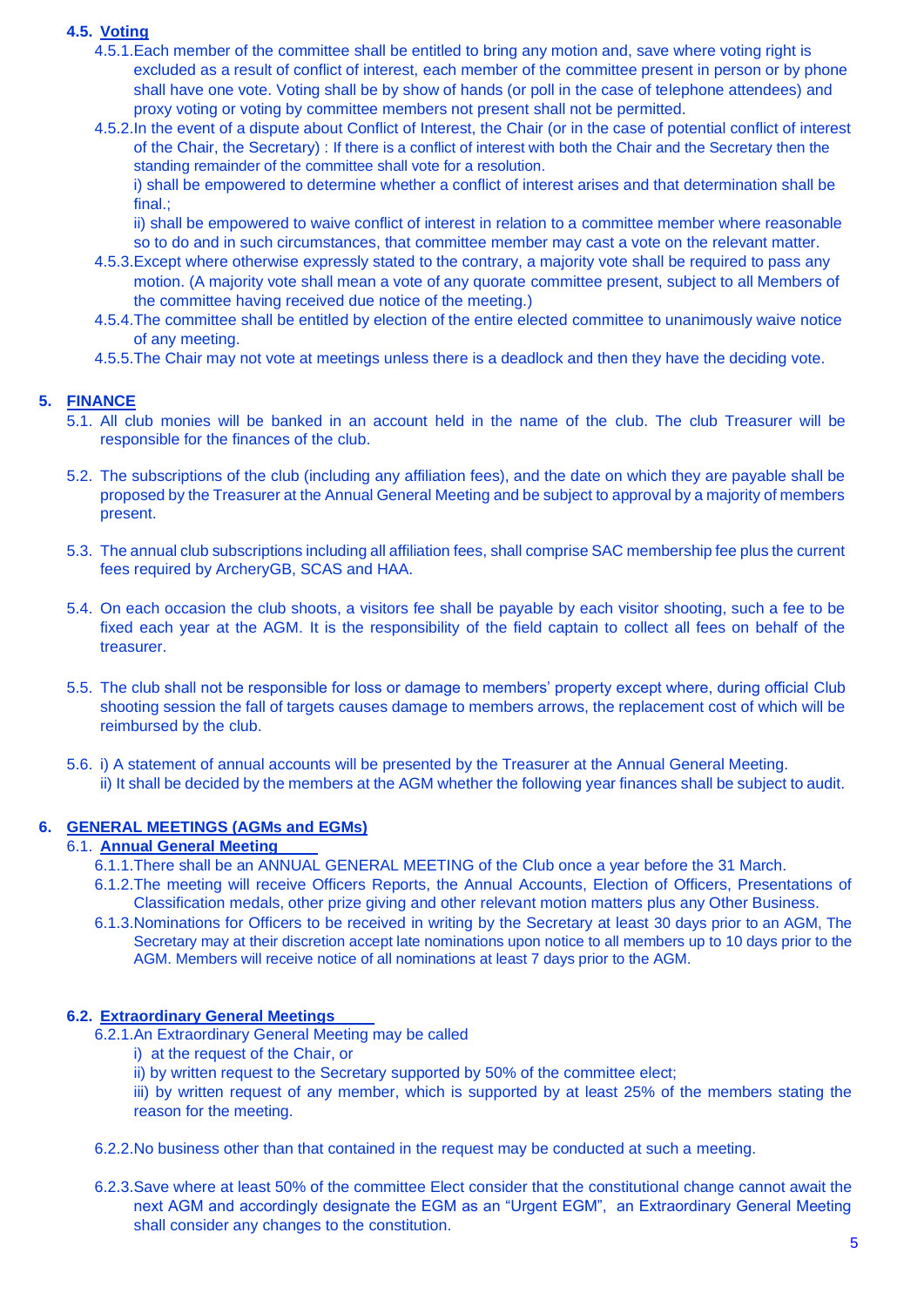### 4.5. Voting

4.5.1. Each member of the committee shall be entitled to bring any motion and, save where voting right is excluded as a result of conflict of interest, each member of the committee present in person or by phone shall have one vote. Voting shall be by show of hands (or poll in the case of telephone attendees) and proxy voting or voting by committee members not present shall not be permitted.

4.5.2. In the event of a dispute about Conflict of Interest, the Chair (or in the case of potential conflict of interest of the Chair, the Secretary) : If there is a conflict of interest with both the Chair and the Secretary then the standing remainder of the committee shall vote for a resolution.

i) shall be empowered to determine whether a conflict of interest arises and that determination shall be final.;

ii) shall be empowered to waive conflict of interest in relation to a committee member where reasonable so to do and in such circumstances, that committee member may cast a vote on the relevant matter.

4.5.3. Except where otherwise expressly stated to the contrary, a majority vote shall be required to pass any motion. (A majority vote shall mean a vote of any quorate committee present, subject to all Members of the committee having received due notice of the meeting.)

4.5.4. The committee shall be entitled by election of the entire elected committee to unanimously waive notice of any meeting.

4.5.5. The Chair may not vote at meetings unless there is a deadlock and then they have the deciding vote.

## 5. FINANCE

5.1. All club monies will be banked in an account held in the name of the club. The club Treasurer will be responsible for the finances of the club.

5.2. The subscriptions of the club (including any affiliation fees), and the date on which they are payable shall be proposed by the Treasurer at the Annual General Meeting and be subject to approval by a majority of members present.

5.3. The annual club subscriptions including all affiliation fees, shall comprise SAC membership fee plus the current fees required by ArcheryGB, SCAS and HAA.

5.4. On each occasion the club shoots, a visitors fee shall be payable by each visitor shooting, such a fee to be fixed each year at the AGM. It is the responsibility of the field captain to collect all fees on behalf of the treasurer.

5.5. The club shall not be responsible for loss or damage to members' property except where, during official Club shooting session the fall of targets causes damage to members arrows, the replacement cost of which will be reimbursed by the club.

5.6. i) A statement of annual accounts will be presented by the Treasurer at the Annual General Meeting.
ii) It shall be decided by the members at the AGM whether the following year finances shall be subject to audit.

## 6. GENERAL MEETINGS (AGMs and EGMs)

### 6.1. Annual General Meeting

6.1.1. There shall be an ANNUAL GENERAL MEETING of the Club once a year before the 31 March.

6.1.2. The meeting will receive Officers Reports, the Annual Accounts, Election of Officers, Presentations of Classification medals, other prize giving and other relevant motion matters plus any Other Business.

6.1.3. Nominations for Officers to be received in writing by the Secretary at least 30 days prior to an AGM, The Secretary may at their discretion accept late nominations upon notice to all members up to 10 days prior to the AGM. Members will receive notice of all nominations at least 7 days prior to the AGM.

### 6.2. Extraordinary General Meetings

6.2.1. An Extraordinary General Meeting may be called

i) at the request of the Chair, or

ii) by written request to the Secretary supported by 50% of the committee elect;

iii) by written request of any member, which is supported by at least 25% of the members stating the reason for the meeting.

6.2.2. No business other than that contained in the request may be conducted at such a meeting.

6.2.3. Save where at least 50% of the committee Elect consider that the constitutional change cannot await the next AGM and accordingly designate the EGM as an "Urgent EGM", an Extraordinary General Meeting shall consider any changes to the constitution.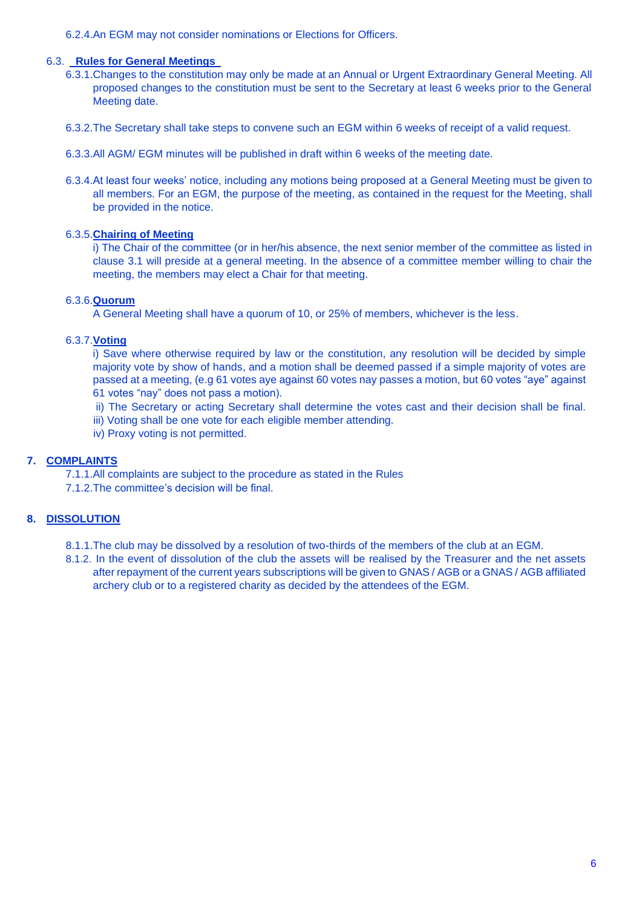6.2.4. An EGM may not consider nominations or Elections for Officers.

### 6.3. Rules for General Meetings

6.3.1. Changes to the constitution may only be made at an Annual or Urgent Extraordinary General Meeting. All proposed changes to the constitution must be sent to the Secretary at least 6 weeks prior to the General Meeting date.

6.3.2. The Secretary shall take steps to convene such an EGM within 6 weeks of receipt of a valid request.

6.3.3. All AGM/ EGM minutes will be published in draft within 6 weeks of the meeting date.

6.3.4. At least four weeks' notice, including any motions being proposed at a General Meeting must be given to all members. For an EGM, the purpose of the meeting, as contained in the request for the Meeting, shall be provided in the notice.

6.3.5. **Chairing of Meeting**

i) The Chair of the committee (or in her/his absence, the next senior member of the committee as listed in clause 3.1 will preside at a general meeting. In the absence of a committee member willing to chair the meeting, the members may elect a Chair for that meeting.

6.3.6. **Quorum**

A General Meeting shall have a quorum of 10, or 25% of members, whichever is the less.

6.3.7. **Voting**

i) Save where otherwise required by law or the constitution, any resolution will be decided by simple majority vote by show of hands, and a motion shall be deemed passed if a simple majority of votes are passed at a meeting, (e.g 61 votes aye against 60 votes nay passes a motion, but 60 votes "aye" against 61 votes "nay" does not pass a motion).

ii) The Secretary or acting Secretary shall determine the votes cast and their decision shall be final.

iii) Voting shall be one vote for each eligible member attending.

iv) Proxy voting is not permitted.

## 7. COMPLAINTS

7.1.1. All complaints are subject to the procedure as stated in the Rules

7.1.2. The committee's decision will be final.

## 8. DISSOLUTION

8.1.1. The club may be dissolved by a resolution of two-thirds of the members of the club at an EGM.

8.1.2. In the event of dissolution of the club the assets will be realised by the Treasurer and the net assets after repayment of the current years subscriptions will be given to GNAS / AGB or a GNAS / AGB affiliated archery club or to a registered charity as decided by the attendees of the EGM.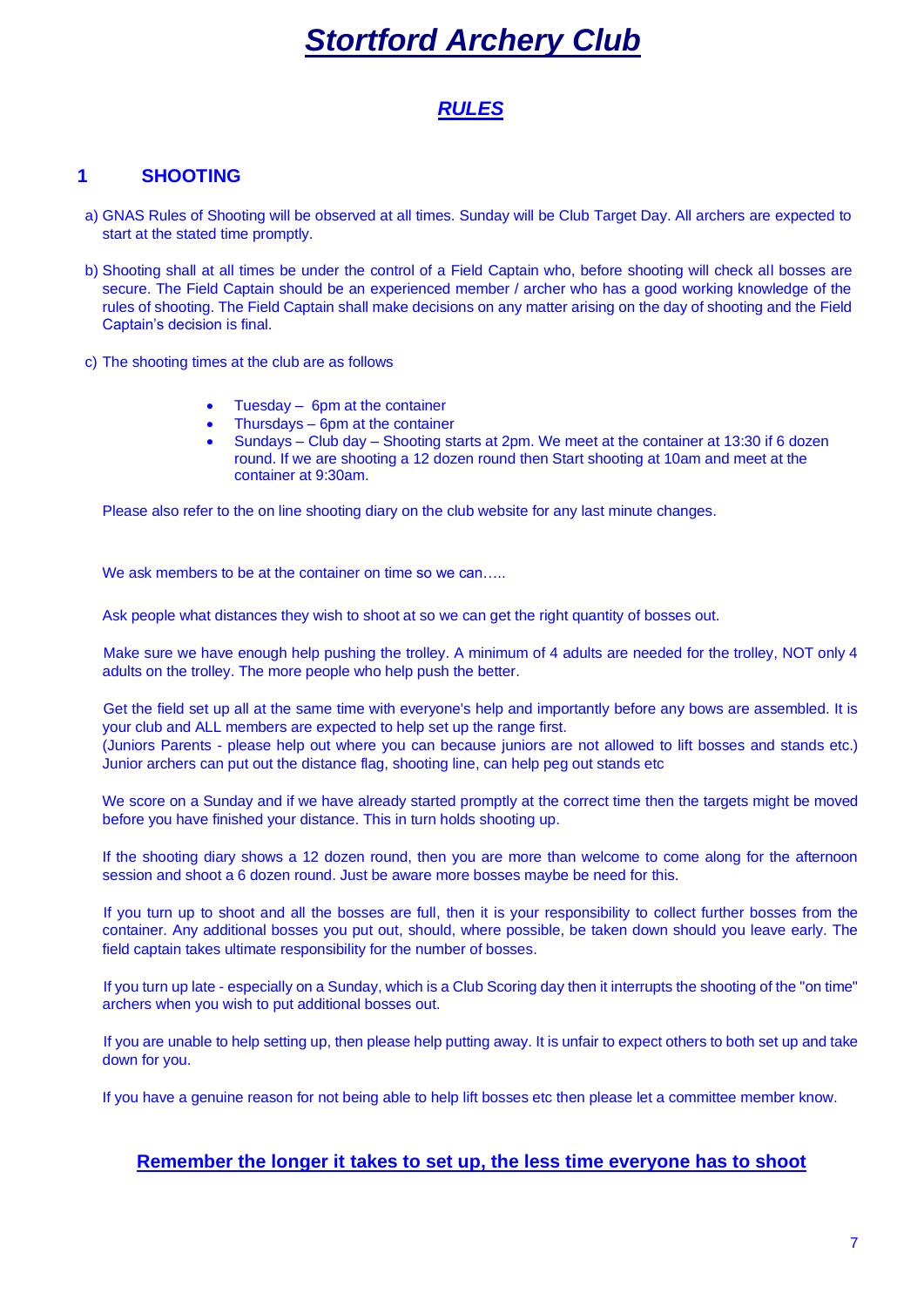# Stortford Archery Club

## RULES

### 1 SHOOTING

a) GNAS Rules of Shooting will be observed at all times. Sunday will be Club Target Day. All archers are expected to start at the stated time promptly.

b) Shooting shall at all times be under the control of a Field Captain who, before shooting will check all bosses are secure. The Field Captain should be an experienced member / archer who has a good working knowledge of the rules of shooting. The Field Captain shall make decisions on any matter arising on the day of shooting and the Field Captain's decision is final.

c) The shooting times at the club are as follows

- Tuesday – 6pm at the container
- Thursdays – 6pm at the container
- Sundays – Club day – Shooting starts at 2pm. We meet at the container at 13:30 if 6 dozen round. If we are shooting a 12 dozen round then Start shooting at 10am and meet at the container at 9:30am.

Please also refer to the on line shooting diary on the club website for any last minute changes.

We ask members to be at the container on time so we can…..

Ask people what distances they wish to shoot at so we can get the right quantity of bosses out.

Make sure we have enough help pushing the trolley. A minimum of 4 adults are needed for the trolley, NOT only 4 adults on the trolley. The more people who help push the better.

Get the field set up all at the same time with everyone's help and importantly before any bows are assembled. It is your club and ALL members are expected to help set up the range first.
(Juniors Parents - please help out where you can because juniors are not allowed to lift bosses and stands etc.) Junior archers can put out the distance flag, shooting line, can help peg out stands etc

We score on a Sunday and if we have already started promptly at the correct time then the targets might be moved before you have finished your distance. This in turn holds shooting up.

If the shooting diary shows a 12 dozen round, then you are more than welcome to come along for the afternoon session and shoot a 6 dozen round. Just be aware more bosses maybe be need for this.

If you turn up to shoot and all the bosses are full, then it is your responsibility to collect further bosses from the container. Any additional bosses you put out, should, where possible, be taken down should you leave early. The field captain takes ultimate responsibility for the number of bosses.

If you turn up late - especially on a Sunday, which is a Club Scoring day then it interrupts the shooting of the "on time" archers when you wish to put additional bosses out.

If you are unable to help setting up, then please help putting away. It is unfair to expect others to both set up and take down for you.

If you have a genuine reason for not being able to help lift bosses etc then please let a committee member know.

**Remember the longer it takes to set up, the less time everyone has to shoot**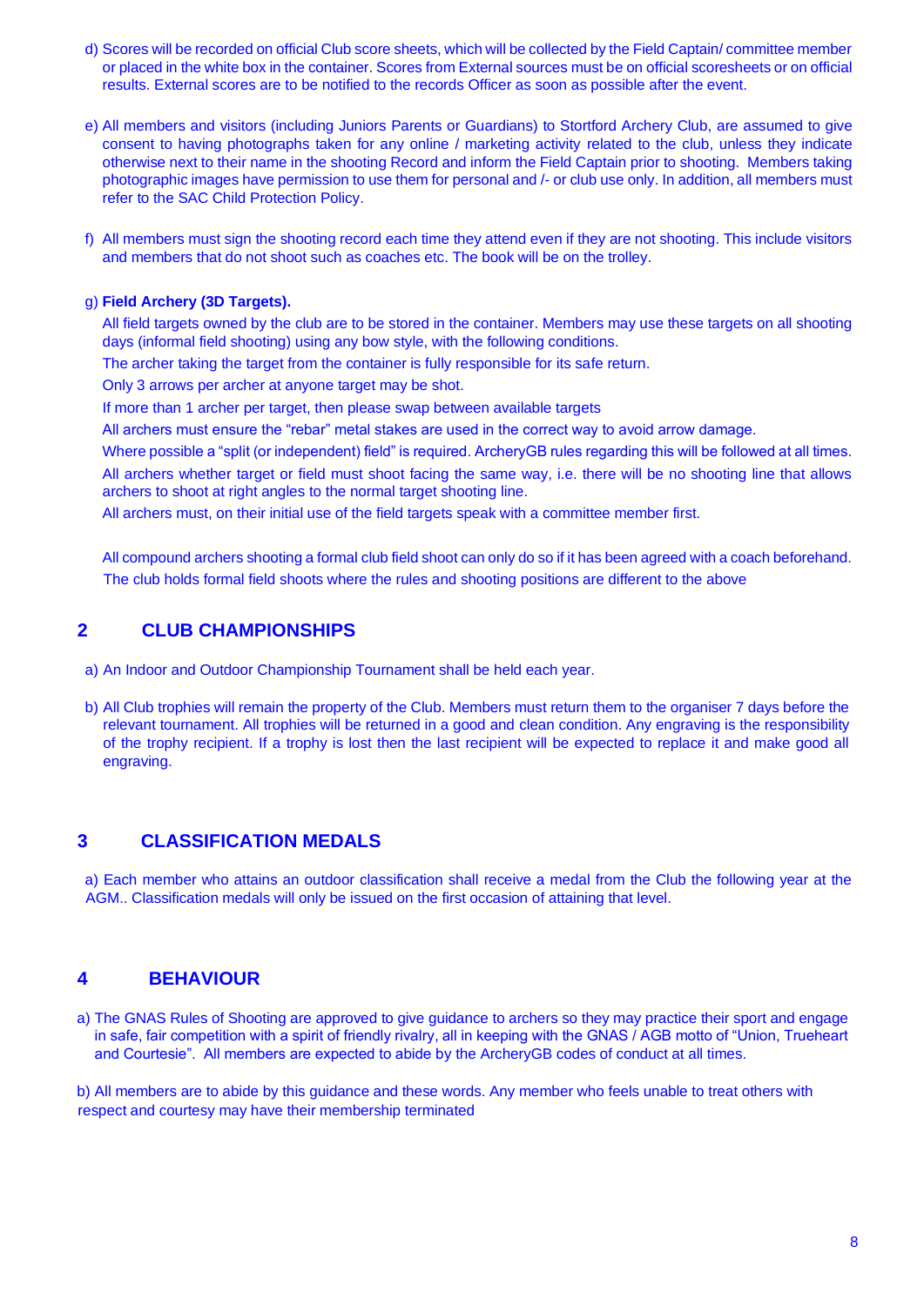d) Scores will be recorded on official Club score sheets, which will be collected by the Field Captain/ committee member or placed in the white box in the container. Scores from External sources must be on official scoresheets or on official results. External scores are to be notified to the records Officer as soon as possible after the event.

e) All members and visitors (including Juniors Parents or Guardians) to Stortford Archery Club, are assumed to give consent to having photographs taken for any online / marketing activity related to the club, unless they indicate otherwise next to their name in the shooting Record and inform the Field Captain prior to shooting. Members taking photographic images have permission to use them for personal and /- or club use only. In addition, all members must refer to the SAC Child Protection Policy.

f) All members must sign the shooting record each time they attend even if they are not shooting. This include visitors and members that do not shoot such as coaches etc. The book will be on the trolley.

g) **Field Archery (3D Targets).**

All field targets owned by the club are to be stored in the container. Members may use these targets on all shooting days (informal field shooting) using any bow style, with the following conditions.

The archer taking the target from the container is fully responsible for its safe return.

Only 3 arrows per archer at anyone target may be shot.

If more than 1 archer per target, then please swap between available targets

All archers must ensure the "rebar" metal stakes are used in the correct way to avoid arrow damage.

Where possible a "split (or independent) field" is required. ArcheryGB rules regarding this will be followed at all times.

All archers whether target or field must shoot facing the same way, i.e. there will be no shooting line that allows archers to shoot at right angles to the normal target shooting line.

All archers must, on their initial use of the field targets speak with a committee member first.

All compound archers shooting a formal club field shoot can only do so if it has been agreed with a coach beforehand.

The club holds formal field shoots where the rules and shooting positions are different to the above

## 2 CLUB CHAMPIONSHIPS

a) An Indoor and Outdoor Championship Tournament shall be held each year.

b) All Club trophies will remain the property of the Club. Members must return them to the organiser 7 days before the relevant tournament. All trophies will be returned in a good and clean condition. Any engraving is the responsibility of the trophy recipient. If a trophy is lost then the last recipient will be expected to replace it and make good all engraving.

## 3 CLASSIFICATION MEDALS

a) Each member who attains an outdoor classification shall receive a medal from the Club the following year at the AGM.. Classification medals will only be issued on the first occasion of attaining that level.

## 4 BEHAVIOUR

a) The GNAS Rules of Shooting are approved to give guidance to archers so they may practice their sport and engage in safe, fair competition with a spirit of friendly rivalry, all in keeping with the GNAS / AGB motto of "Union, Trueheart and Courtesie". All members are expected to abide by the ArcheryGB codes of conduct at all times.

b) All members are to abide by this guidance and these words. Any member who feels unable to treat others with respect and courtesy may have their membership terminated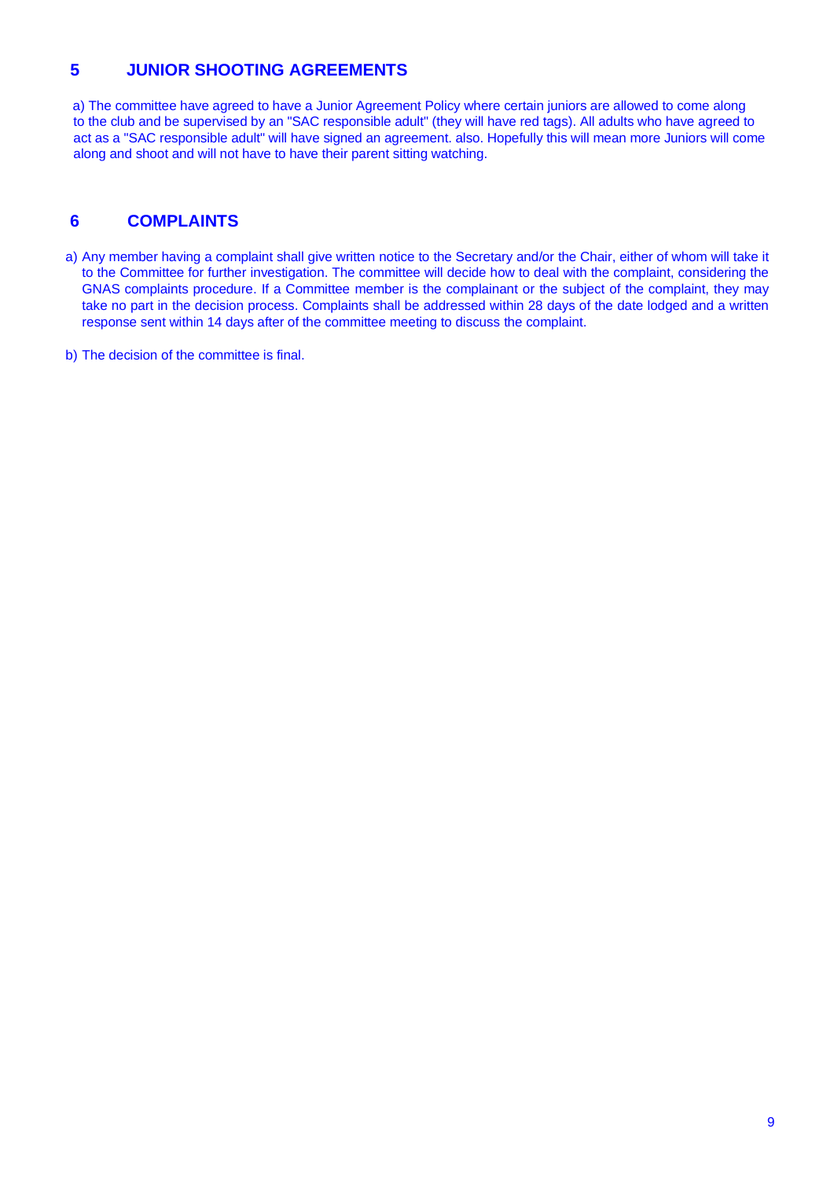## 5 JUNIOR SHOOTING AGREEMENTS

a) The committee have agreed to have a Junior Agreement Policy where certain juniors are allowed to come along to the club and be supervised by an "SAC responsible adult" (they will have red tags). All adults who have agreed to act as a "SAC responsible adult" will have signed an agreement. also. Hopefully this will mean more Juniors will come along and shoot and will not have to have their parent sitting watching.

## 6 COMPLAINTS

a) Any member having a complaint shall give written notice to the Secretary and/or the Chair, either of whom will take it to the Committee for further investigation. The committee will decide how to deal with the complaint, considering the GNAS complaints procedure. If a Committee member is the complainant or the subject of the complaint, they may take no part in the decision process. Complaints shall be addressed within 28 days of the date lodged and a written response sent within 14 days after of the committee meeting to discuss the complaint.

b) The decision of the committee is final.